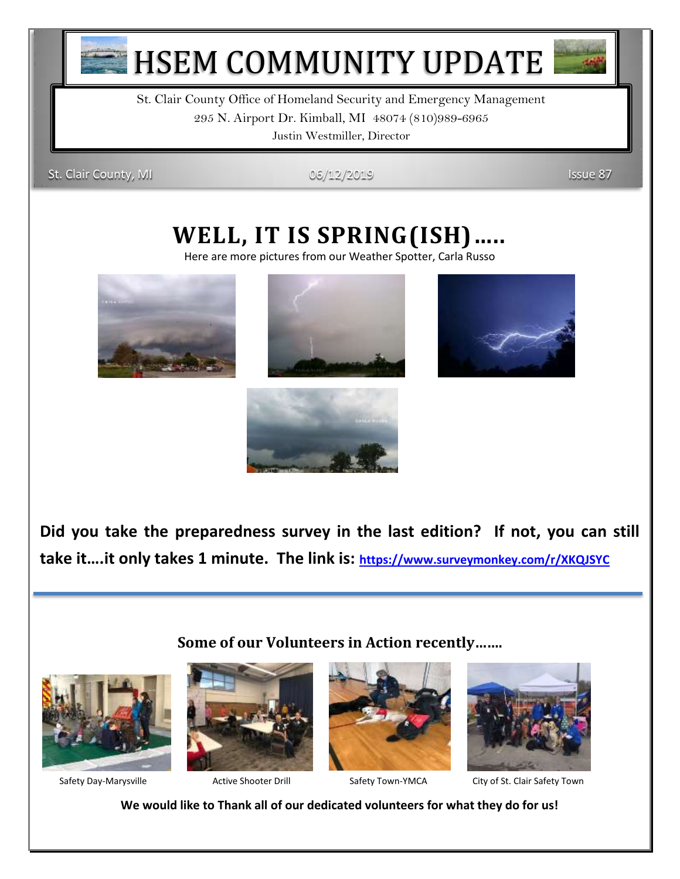# HSEM COMMUNITY UPDATE

St. Clair County Office of Homeland Security and Emergency Management
295 N. Airport Dr. Kimball, MI 48074 (810)989-6965
Justin Westmiller, Director

St. Clair County, MI | 06/12/2019 | Issue 87

## WELL, IT IS SPRING(ISH)…..

Here are more pictures from our Weather Spotter, Carla Russo

**Did you take the preparedness survey in the last edition? If not, you can still take it….it only takes 1 minute. The link is: https://www.surveymonkey.com/r/XKQJSYC**

---

### Some of our Volunteers in Action recently…….

Safety Day-Marysville

Active Shooter Drill

Safety Town-YMCA

City of St. Clair Safety Town

**We would like to Thank all of our dedicated volunteers for what they do for us!**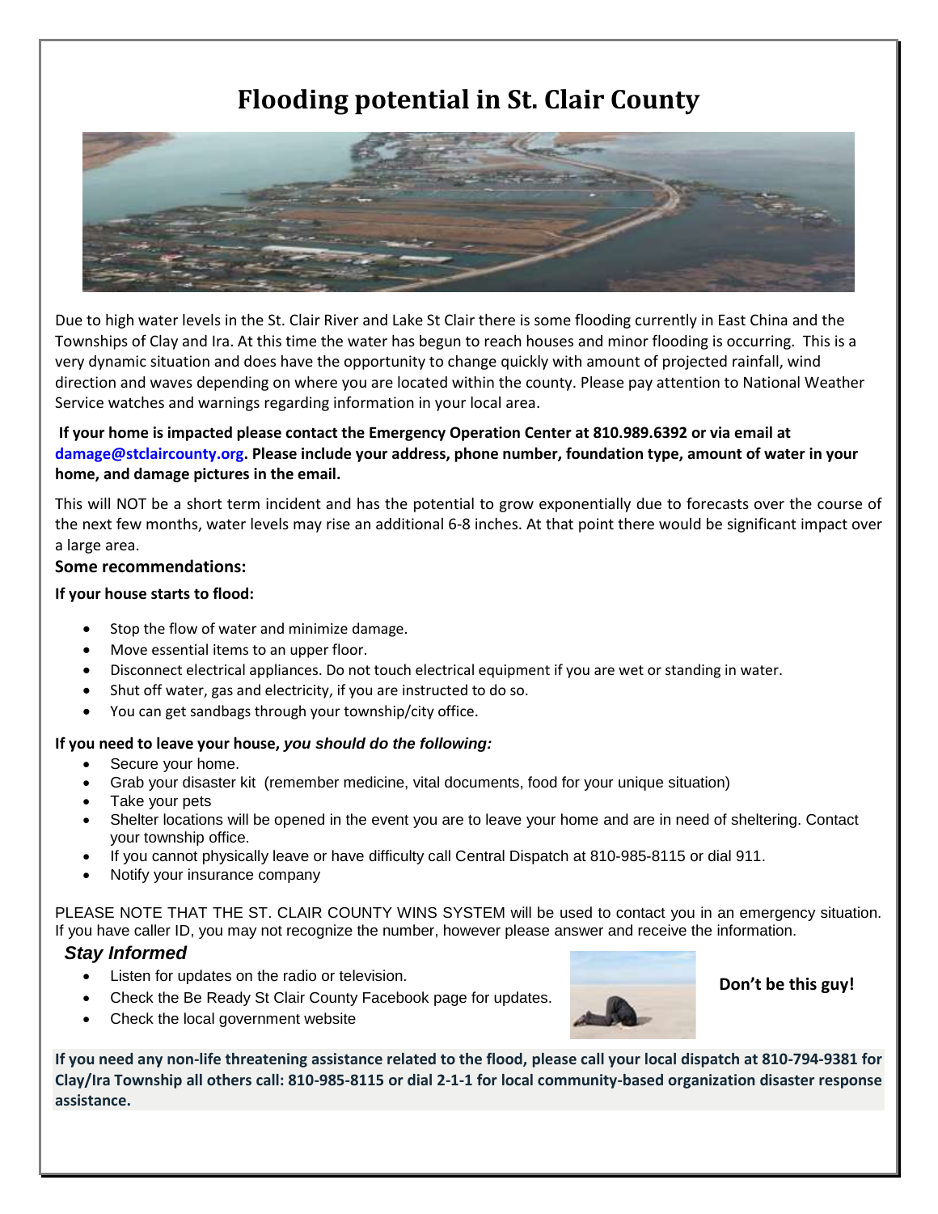# Flooding potential in St. Clair County

Due to high water levels in the St. Clair River and Lake St Clair there is some flooding currently in East China and the Townships of Clay and Ira. At this time the water has begun to reach houses and minor flooding is occurring. This is a very dynamic situation and does have the opportunity to change quickly with amount of projected rainfall, wind direction and waves depending on where you are located within the county. Please pay attention to National Weather Service watches and warnings regarding information in your local area.

**If your home is impacted please contact the Emergency Operation Center at 810.989.6392 or via email at damage@stclaircounty.org. Please include your address, phone number, foundation type, amount of water in your home, and damage pictures in the email.**

This will NOT be a short term incident and has the potential to grow exponentially due to forecasts over the course of the next few months, water levels may rise an additional 6-8 inches. At that point there would be significant impact over a large area.

### Some recommendations:

**If your house starts to flood:**

- Stop the flow of water and minimize damage.
- Move essential items to an upper floor.
- Disconnect electrical appliances. Do not touch electrical equipment if you are wet or standing in water.
- Shut off water, gas and electricity, if you are instructed to do so.
- You can get sandbags through your township/city office.

**If you need to leave your house, *you should do the following:***

- Secure your home.
- Grab your disaster kit (remember medicine, vital documents, food for your unique situation)
- Take your pets
- Shelter locations will be opened in the event you are to leave your home and are in need of sheltering. Contact your township office.
- If you cannot physically leave or have difficulty call Central Dispatch at 810-985-8115 or dial 911.
- Notify your insurance company

PLEASE NOTE THAT THE ST. CLAIR COUNTY WINS SYSTEM will be used to contact you in an emergency situation. If you have caller ID, you may not recognize the number, however please answer and receive the information.

### *Stay Informed*

- Listen for updates on the radio or television.
- Check the Be Ready St Clair County Facebook page for updates.
- Check the local government website

**Don't be this guy!**

**If you need any non-life threatening assistance related to the flood, please call your local dispatch at 810-794-9381 for Clay/Ira Township all others call: 810-985-8115 or dial 2-1-1 for local community-based organization disaster response assistance.**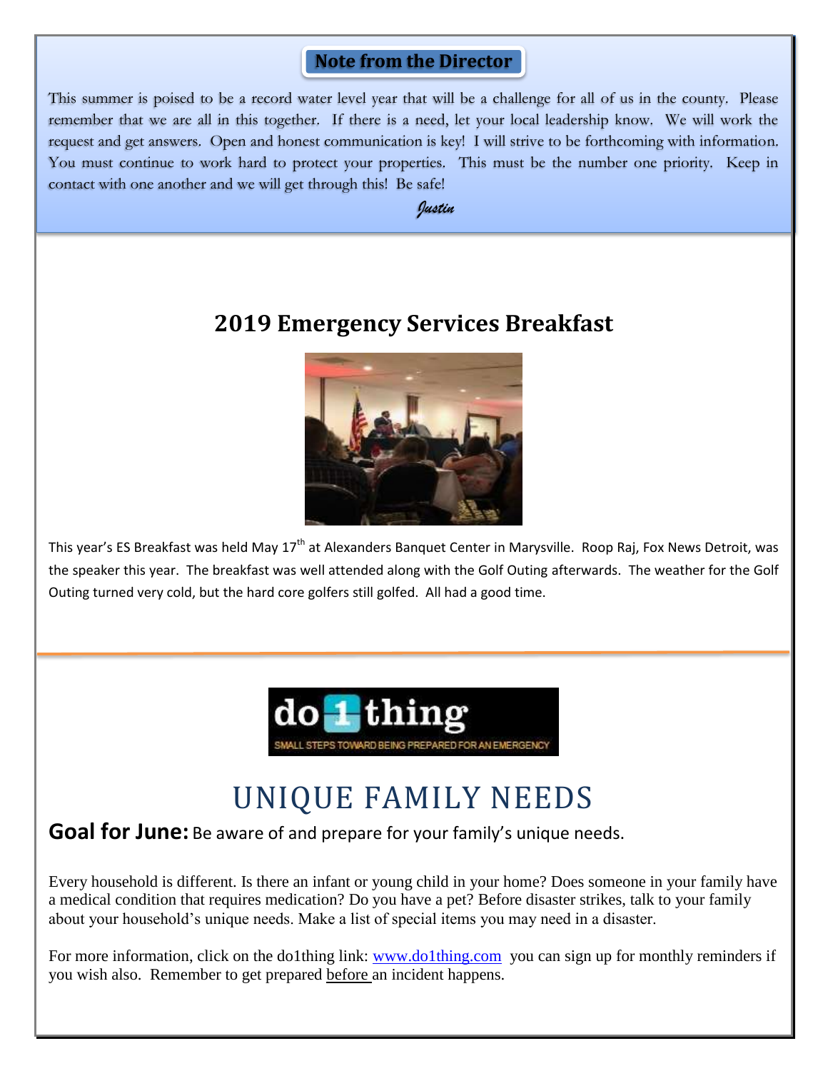## Note from the Director

This summer is poised to be a record water level year that will be a challenge for all of us in the county. Please remember that we are all in this together. If there is a need, let your local leadership know. We will work the request and get answers. Open and honest communication is key! I will strive to be forthcoming with information. You must continue to work hard to protect your properties. This must be the number one priority. Keep in contact with one another and we will get through this! Be safe!

*Justin*

## 2019 Emergency Services Breakfast

This year's ES Breakfast was held May 17th at Alexanders Banquet Center in Marysville. Roop Raj, Fox News Detroit, was the speaker this year. The breakfast was well attended along with the Golf Outing afterwards. The weather for the Golf Outing turned very cold, but the hard core golfers still golfed. All had a good time.

---

do 1 thing

SMALL STEPS TOWARD BEING PREPARED FOR AN EMERGENCY

# UNIQUE FAMILY NEEDS

**Goal for June:** Be aware of and prepare for your family's unique needs.

Every household is different. Is there an infant or young child in your home? Does someone in your family have a medical condition that requires medication? Do you have a pet? Before disaster strikes, talk to your family about your household's unique needs. Make a list of special items you may need in a disaster.

For more information, click on the do1thing link: [www.do1thing.com](http://www.do1thing.com) you can sign up for monthly reminders if you wish also. Remember to get prepared <u>before</u> an incident happens.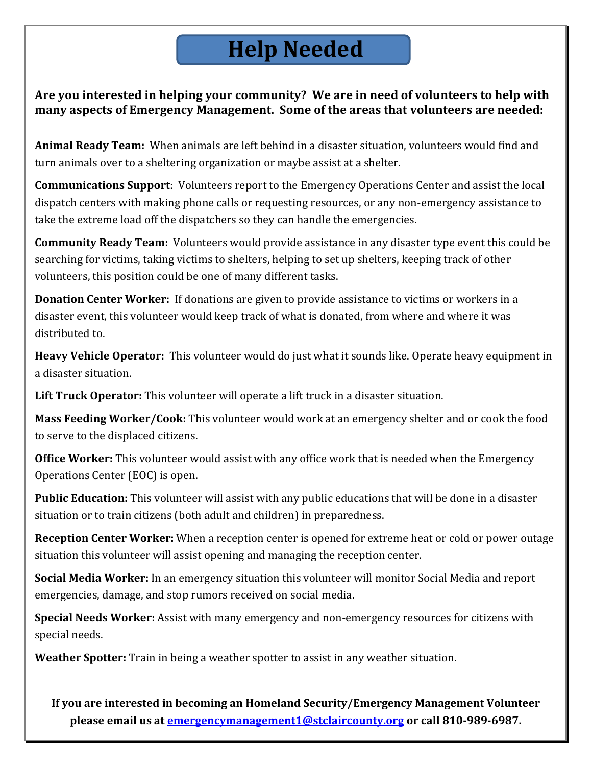# Help Needed

**Are you interested in helping your community? We are in need of volunteers to help with many aspects of Emergency Management. Some of the areas that volunteers are needed:**

**Animal Ready Team:** When animals are left behind in a disaster situation, volunteers would find and turn animals over to a sheltering organization or maybe assist at a shelter.

**Communications Support**: Volunteers report to the Emergency Operations Center and assist the local dispatch centers with making phone calls or requesting resources, or any non-emergency assistance to take the extreme load off the dispatchers so they can handle the emergencies.

**Community Ready Team:** Volunteers would provide assistance in any disaster type event this could be searching for victims, taking victims to shelters, helping to set up shelters, keeping track of other volunteers, this position could be one of many different tasks.

**Donation Center Worker:** If donations are given to provide assistance to victims or workers in a disaster event, this volunteer would keep track of what is donated, from where and where it was distributed to.

**Heavy Vehicle Operator:** This volunteer would do just what it sounds like. Operate heavy equipment in a disaster situation.

**Lift Truck Operator:** This volunteer will operate a lift truck in a disaster situation.

**Mass Feeding Worker/Cook:** This volunteer would work at an emergency shelter and or cook the food to serve to the displaced citizens.

**Office Worker:** This volunteer would assist with any office work that is needed when the Emergency Operations Center (EOC) is open.

**Public Education:** This volunteer will assist with any public educations that will be done in a disaster situation or to train citizens (both adult and children) in preparedness.

**Reception Center Worker:** When a reception center is opened for extreme heat or cold or power outage situation this volunteer will assist opening and managing the reception center.

**Social Media Worker:** In an emergency situation this volunteer will monitor Social Media and report emergencies, damage, and stop rumors received on social media.

**Special Needs Worker:** Assist with many emergency and non-emergency resources for citizens with special needs.

**Weather Spotter:** Train in being a weather spotter to assist in any weather situation.

**If you are interested in becoming an Homeland Security/Emergency Management Volunteer please email us at emergencymanagement1@stclaircounty.org or call 810-989-6987.**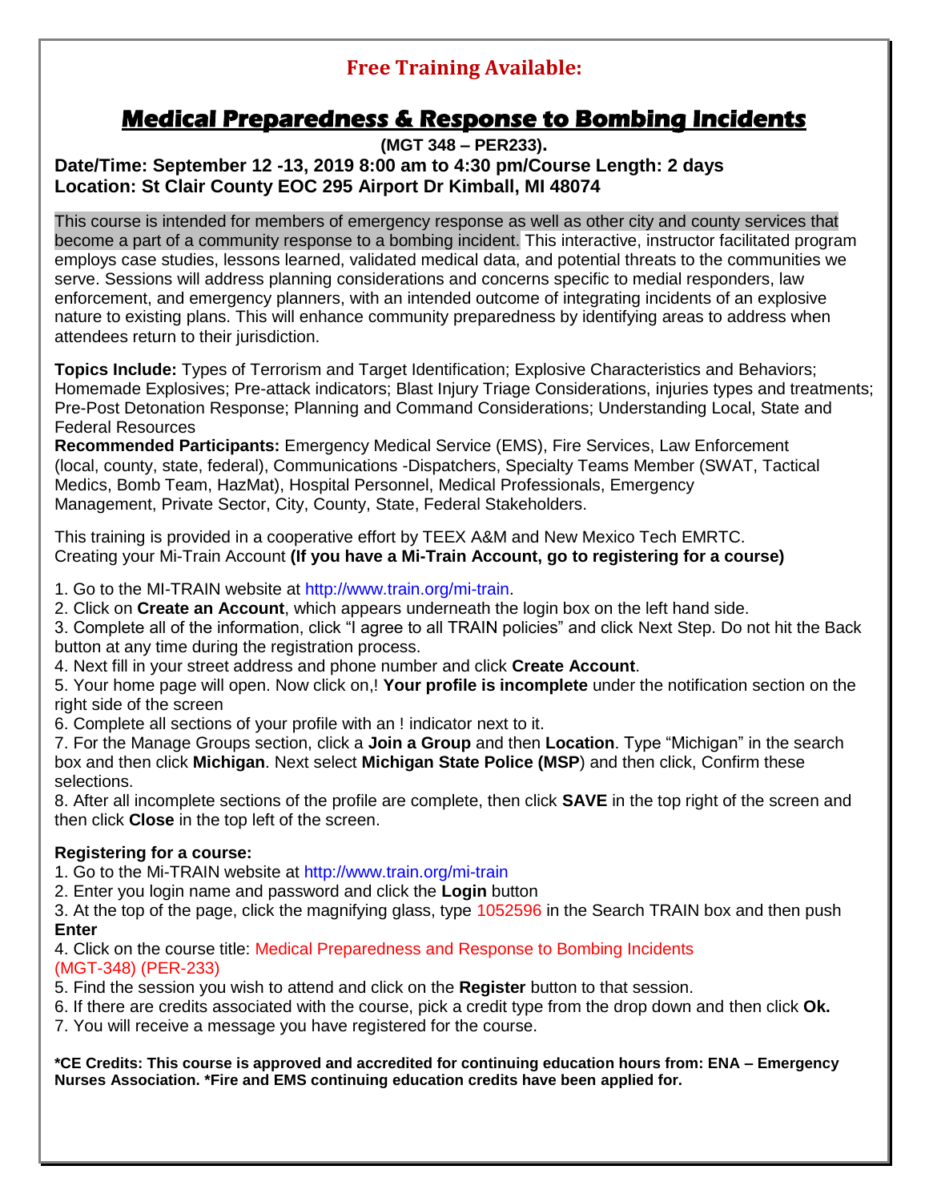## Free Training Available:

# Medical Preparedness & Response to Bombing Incidents

**(MGT 348 – PER233).**

**Date/Time: September 12 -13, 2019 8:00 am to 4:30 pm/Course Length: 2 days**
**Location: St Clair County EOC 295 Airport Dr Kimball, MI 48074**

This course is intended for members of emergency response as well as other city and county services that become a part of a community response to a bombing incident. This interactive, instructor facilitated program employs case studies, lessons learned, validated medical data, and potential threats to the communities we serve. Sessions will address planning considerations and concerns specific to medial responders, law enforcement, and emergency planners, with an intended outcome of integrating incidents of an explosive nature to existing plans. This will enhance community preparedness by identifying areas to address when attendees return to their jurisdiction.

**Topics Include:** Types of Terrorism and Target Identification; Explosive Characteristics and Behaviors; Homemade Explosives; Pre-attack indicators; Blast Injury Triage Considerations, injuries types and treatments; Pre-Post Detonation Response; Planning and Command Considerations; Understanding Local, State and Federal Resources
**Recommended Participants:** Emergency Medical Service (EMS), Fire Services, Law Enforcement (local, county, state, federal), Communications -Dispatchers, Specialty Teams Member (SWAT, Tactical Medics, Bomb Team, HazMat), Hospital Personnel, Medical Professionals, Emergency Management, Private Sector, City, County, State, Federal Stakeholders.

This training is provided in a cooperative effort by TEEX A&M and New Mexico Tech EMRTC.
Creating your Mi-Train Account **(If you have a Mi-Train Account, go to registering for a course)**

1. Go to the MI-TRAIN website at http://www.train.org/mi-train.
2. Click on **Create an Account**, which appears underneath the login box on the left hand side.
3. Complete all of the information, click "I agree to all TRAIN policies" and click Next Step. Do not hit the Back button at any time during the registration process.
4. Next fill in your street address and phone number and click **Create Account**.
5. Your home page will open. Now click on,! **Your profile is incomplete** under the notification section on the right side of the screen
6. Complete all sections of your profile with an ! indicator next to it.
7. For the Manage Groups section, click a **Join a Group** and then **Location**. Type "Michigan" in the search box and then click **Michigan**. Next select **Michigan State Police (MSP**) and then click, Confirm these selections.
8. After all incomplete sections of the profile are complete, then click **SAVE** in the top right of the screen and then click **Close** in the top left of the screen.

**Registering for a course:**

1. Go to the Mi-TRAIN website at http://www.train.org/mi-train
2. Enter you login name and password and click the **Login** button
3. At the top of the page, click the magnifying glass, type 1052596 in the Search TRAIN box and then push **Enter**
4. Click on the course title: Medical Preparedness and Response to Bombing Incidents (MGT-348) (PER-233)
5. Find the session you wish to attend and click on the **Register** button to that session.
6. If there are credits associated with the course, pick a credit type from the drop down and then click **Ok.**
7. You will receive a message you have registered for the course.

**\*CE Credits: This course is approved and accredited for continuing education hours from: ENA – Emergency Nurses Association. \*Fire and EMS continuing education credits have been applied for.**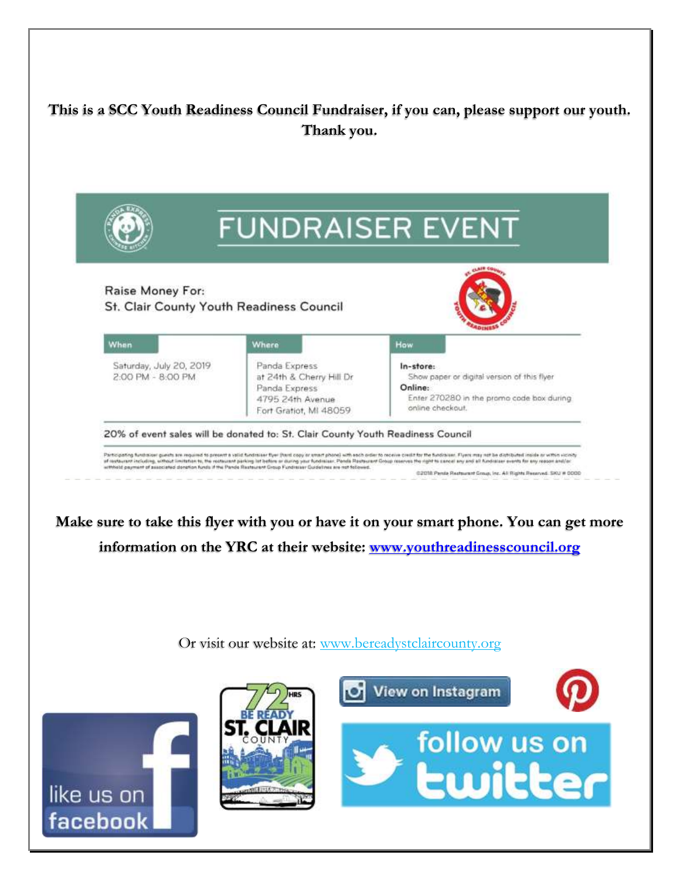**This is a SCC Youth Readiness Council Fundraiser, if you can, please support our youth. Thank you.**

# FUNDRAISER EVENT

Raise Money For:
St. Clair County Youth Readiness Council

| When | Where | How |
|---|---|---|
| Saturday, July 20, 2019<br>2:00 PM - 8:00 PM | Panda Express<br>at 24th & Cherry Hill Dr<br>Panda Express<br>4795 24th Avenue<br>Fort Gratiot, MI 48059 | **In-store:**<br>Show paper or digital version of this flyer<br>**Online:**<br>Enter 270280 in the promo code box during online checkout. |

20% of event sales will be donated to: St. Clair County Youth Readiness Council

Participating fundraiser guests are required to present a valid fundraiser flyer (hard copy or smart phone) with each order to receive credit for the fundraiser. Flyers may not be distributed inside or within vicinity of restaurant including, without limitation to, the restaurant parking lot before or during your fundraiser. Panda Restaurant Group reserves the right to cancel any and all fundraiser events for any reason and/or withhold payment of associated donation funds if the Panda Restaurant Group Fundraiser Guidelines are not followed.

©2018 Panda Restaurant Group, Inc. All Rights Reserved. SKU # 0000

**Make sure to take this flyer with you or have it on your smart phone. You can get more information on the YRC at their website: www.youthreadinesscouncil.org**

Or visit our website at: www.bereadystclaircounty.org

like us on facebook

72 HRS BE READY ST. CLAIR COUNTY

View on Instagram

follow us on twitter